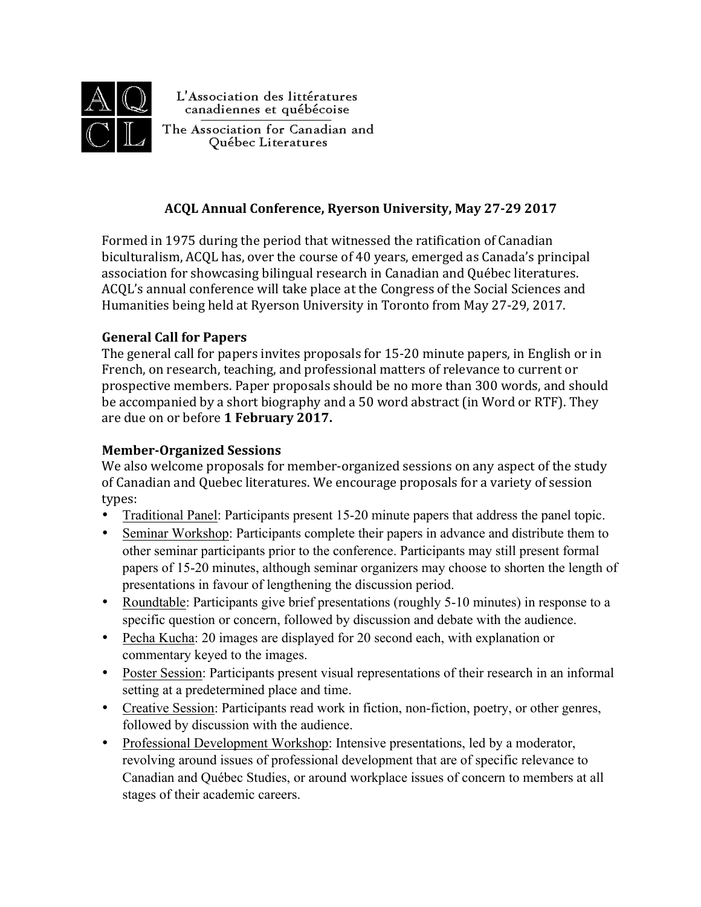L'Association des littératures canadiennes et québécoise

The Association for Canadian and Québec Literatures

## ACQL Annual Conference, Ryerson University, May 27-29 2017

Formed in 1975 during the period that witnessed the ratification of Canadian biculturalism, ACQL has, over the course of 40 years, emerged as Canada's principal association for showcasing bilingual research in Canadian and Québec literatures. ACQL's annual conference will take place at the Congress of the Social Sciences and Humanities being held at Ryerson University in Toronto from May 27-29, 2017.

### General Call for Papers

The general call for papers invites proposals for 15-20 minute papers, in English or in French, on research, teaching, and professional matters of relevance to current or prospective members. Paper proposals should be no more than 300 words, and should be accompanied by a short biography and a 50 word abstract (in Word or RTF). They are due on or before **1 February 2017.**

### Member-Organized Sessions

We also welcome proposals for member-organized sessions on any aspect of the study of Canadian and Quebec literatures. We encourage proposals for a variety of session types:

- Traditional Panel: Participants present 15-20 minute papers that address the panel topic.
- Seminar Workshop: Participants complete their papers in advance and distribute them to other seminar participants prior to the conference. Participants may still present formal papers of 15-20 minutes, although seminar organizers may choose to shorten the length of presentations in favour of lengthening the discussion period.
- Roundtable: Participants give brief presentations (roughly 5-10 minutes) in response to a specific question or concern, followed by discussion and debate with the audience.
- Pecha Kucha: 20 images are displayed for 20 second each, with explanation or commentary keyed to the images.
- Poster Session: Participants present visual representations of their research in an informal setting at a predetermined place and time.
- Creative Session: Participants read work in fiction, non-fiction, poetry, or other genres, followed by discussion with the audience.
- Professional Development Workshop: Intensive presentations, led by a moderator, revolving around issues of professional development that are of specific relevance to Canadian and Québec Studies, or around workplace issues of concern to members at all stages of their academic careers.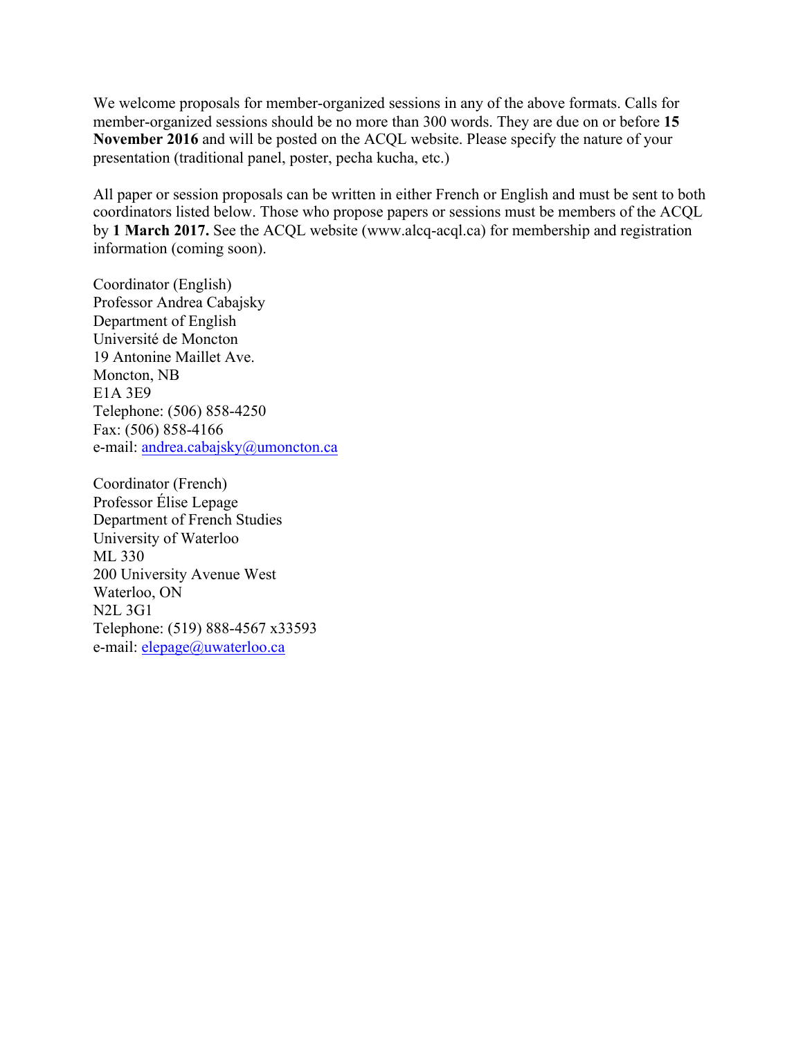We welcome proposals for member-organized sessions in any of the above formats. Calls for member-organized sessions should be no more than 300 words. They are due on or before **15 November 2016** and will be posted on the ACQL website. Please specify the nature of your presentation (traditional panel, poster, pecha kucha, etc.)

All paper or session proposals can be written in either French or English and must be sent to both coordinators listed below. Those who propose papers or sessions must be members of the ACQL by **1 March 2017.** See the ACQL website (www.alcq-acql.ca) for membership and registration information (coming soon).

Coordinator (English)
Professor Andrea Cabajsky
Department of English
Université de Moncton
19 Antonine Maillet Ave.
Moncton, NB
E1A 3E9
Telephone: (506) 858-4250
Fax: (506) 858-4166
e-mail: andrea.cabajsky@umoncton.ca

Coordinator (French)
Professor Élise Lepage
Department of French Studies
University of Waterloo
ML 330
200 University Avenue West
Waterloo, ON
N2L 3G1
Telephone: (519) 888-4567 x33593
e-mail: elepage@uwaterloo.ca